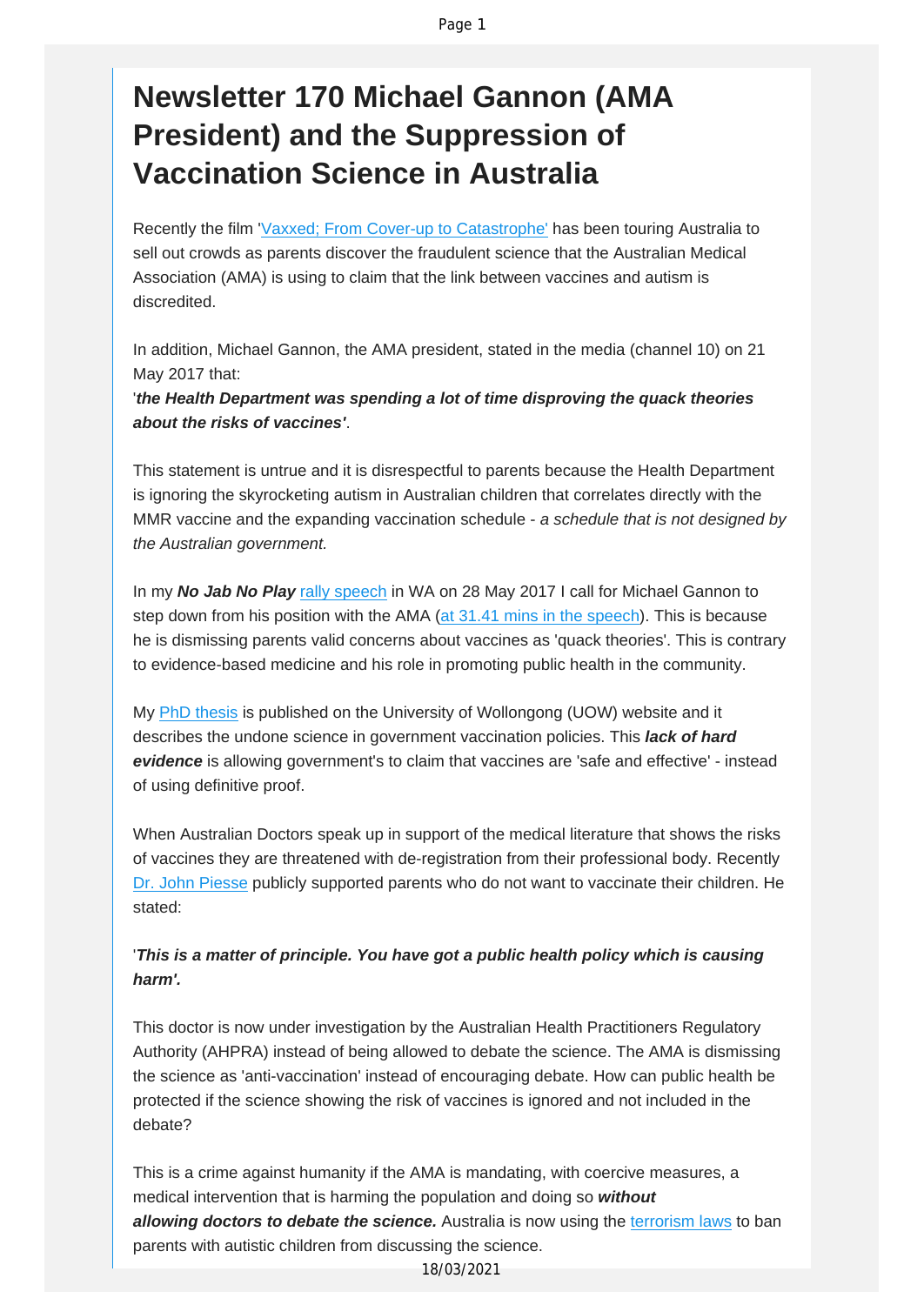# Newsletter 170 Michael Gannon (AMA President) and the Suppression of Vaccination Science in Australia

Recently the film '[Vaxxed; From Cover-up to Catastrophe'](Vaxxed; From Cover-up to Catastrophe') has been touring Australia to sell out crowds as parents discover the fraudulent science that the Australian Medical Association (AMA) is using to claim that the link between vaccines and autism is discredited.

In addition, Michael Gannon, the AMA president, stated in the media (channel 10) on 21 May 2017 that:
'***the Health Department was spending a lot of time disproving the quack theories about the risks of vaccines'***.

This statement is untrue and it is disrespectful to parents because the Health Department is ignoring the skyrocketing autism in Australian children that correlates directly with the MMR vaccine and the expanding vaccination schedule - *a schedule that is not designed by the Australian government.*

In my ***No Jab No Play*** rally speech in WA on 28 May 2017 I call for Michael Gannon to step down from his position with the AMA (at 31.41 mins in the speech). This is because he is dismissing parents valid concerns about vaccines as 'quack theories'. This is contrary to evidence-based medicine and his role in promoting public health in the community.

My PhD thesis is published on the University of Wollongong (UOW) website and it describes the undone science in government vaccination policies. This ***lack of hard evidence*** is allowing government's to claim that vaccines are 'safe and effective' - instead of using definitive proof.

When Australian Doctors speak up in support of the medical literature that shows the risks of vaccines they are threatened with de-registration from their professional body. Recently Dr. John Piesse publicly supported parents who do not want to vaccinate their children. He stated:

'***This is a matter of principle. You have got a public health policy which is causing harm'.***

This doctor is now under investigation by the Australian Health Practitioners Regulatory Authority (AHPRA) instead of being allowed to debate the science. The AMA is dismissing the science as 'anti-vaccination' instead of encouraging debate. How can public health be protected if the science showing the risk of vaccines is ignored and not included in the debate?

This is a crime against humanity if the AMA is mandating, with coercive measures, a medical intervention that is harming the population and doing so ***without allowing doctors to debate the science.*** Australia is now using the terrorism laws to ban parents with autistic children from discussing the science.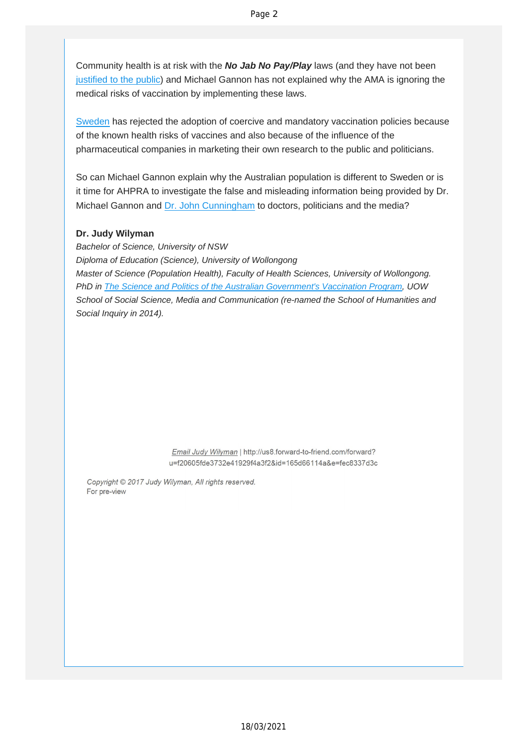Community health is at risk with the ***No Jab No Pay/Play*** laws (and they have not been justified to the public) and Michael Gannon has not explained why the AMA is ignoring the medical risks of vaccination by implementing these laws.

Sweden has rejected the adoption of coercive and mandatory vaccination policies because of the known health risks of vaccines and also because of the influence of the pharmaceutical companies in marketing their own research to the public and politicians.

So can Michael Gannon explain why the Australian population is different to Sweden or is it time for AHPRA to investigate the false and misleading information being provided by Dr. Michael Gannon and Dr. John Cunningham to doctors, politicians and the media?

**Dr. Judy Wilyman**
*Bachelor of Science, University of NSW*
*Diploma of Education (Science), University of Wollongong*
*Master of Science (Population Health), Faculty of Health Sciences, University of Wollongong.*
*PhD in The Science and Politics of the Australian Government's Vaccination Program, UOW School of Social Science, Media and Communication (re-named the School of Humanities and Social Inquiry in 2014).*

*Email Judy Wilyman* | http://us8.forward-to-friend.com/forward?u=f20605fde3732e41929f4a3f2&id=165d66114a&e=fec8337d3c

*Copyright © 2017 Judy Wilyman, All rights reserved.*
For pre-view